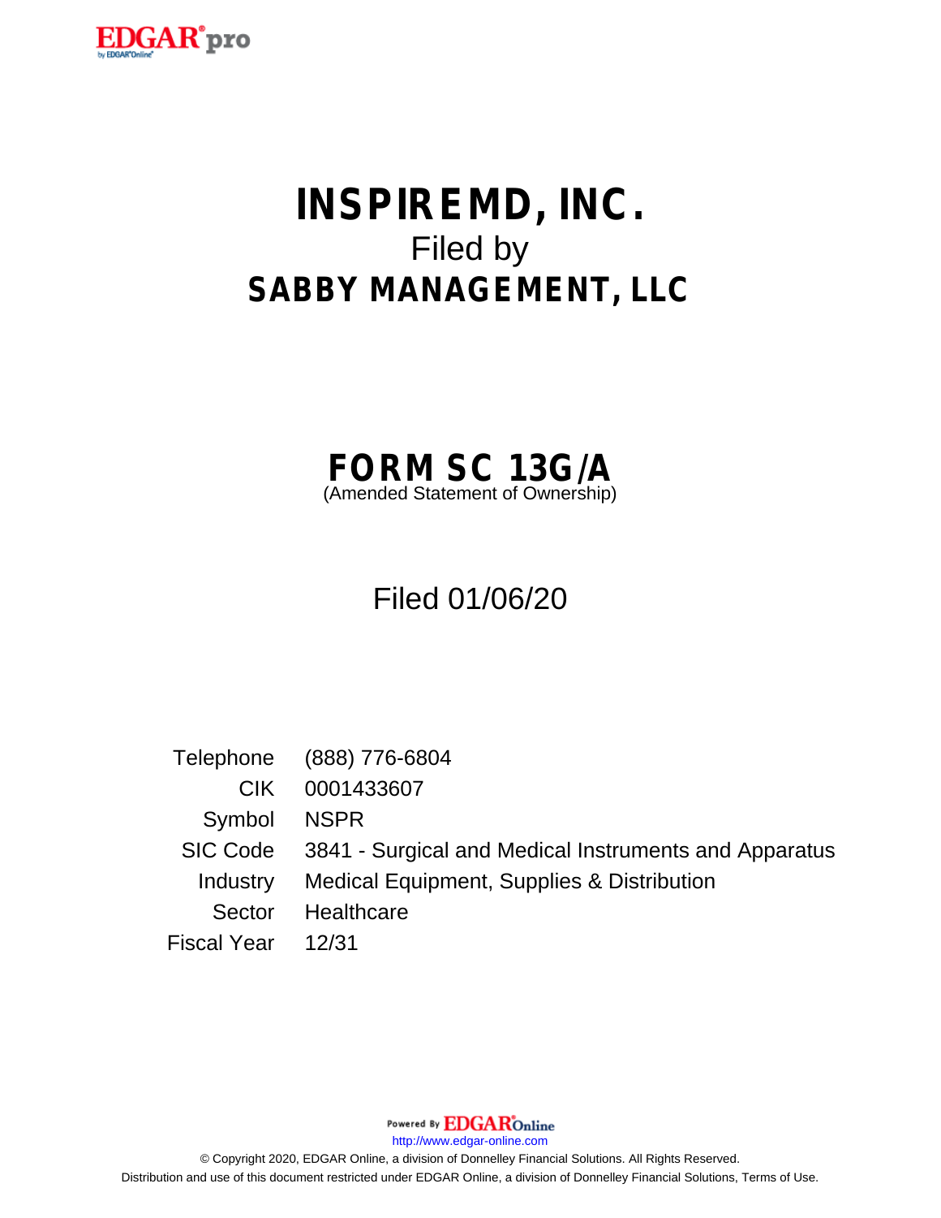# INSPIREMD, INC.

Filed by

# SABBY MANAGEMENT, LLC

## FORM SC 13G/A

(Amended Statement of Ownership)

Filed 01/06/20

| | |
|---|---|
| Telephone | (888) 776-6804 |
| CIK | 0001433607 |
| Symbol | NSPR |
| SIC Code | 3841 - Surgical and Medical Instruments and Apparatus |
| Industry | Medical Equipment, Supplies & Distribution |
| Sector | Healthcare |
| Fiscal Year | 12/31 |

Powered By EDGAR Online

http://www.edgar-online.com

© Copyright 2020, EDGAR Online, a division of Donnelley Financial Solutions. All Rights Reserved.
Distribution and use of this document restricted under EDGAR Online, a division of Donnelley Financial Solutions, Terms of Use.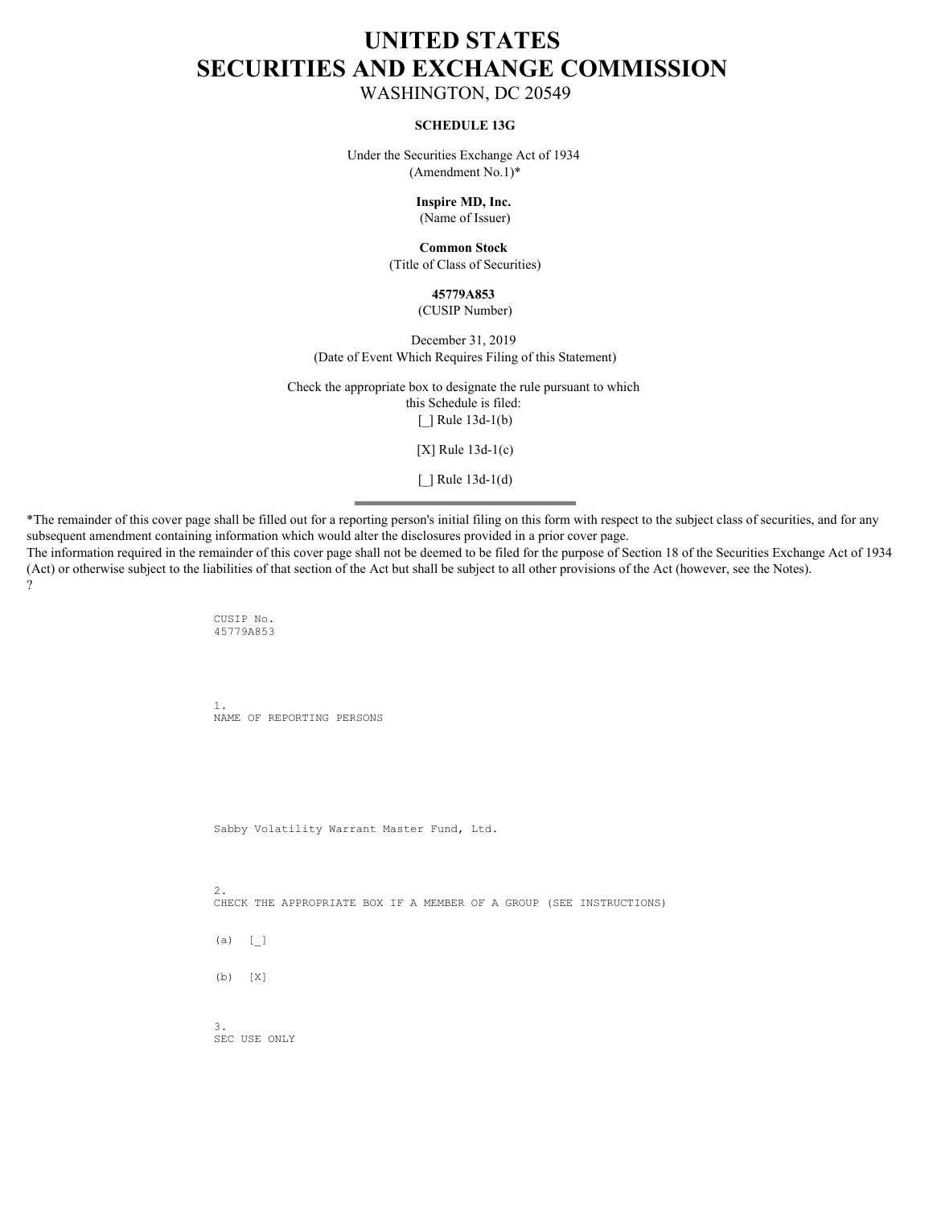# UNITED STATES
# SECURITIES AND EXCHANGE COMMISSION

WASHINGTON, DC 20549

**SCHEDULE 13G**

Under the Securities Exchange Act of 1934
(Amendment No.1)*

**Inspire MD, Inc.**
(Name of Issuer)

**Common Stock**
(Title of Class of Securities)

**45779A853**
(CUSIP Number)

December 31, 2019
(Date of Event Which Requires Filing of this Statement)

Check the appropriate box to designate the rule pursuant to which this Schedule is filed:

[_] Rule 13d-1(b)

[X] Rule 13d-1(c)

[_] Rule 13d-1(d)

---

*The remainder of this cover page shall be filled out for a reporting person's initial filing on this form with respect to the subject class of securities, and for any subsequent amendment containing information which would alter the disclosures provided in a prior cover page.
The information required in the remainder of this cover page shall not be deemed to be filed for the purpose of Section 18 of the Securities Exchange Act of 1934 (Act) or otherwise subject to the liabilities of that section of the Act but shall be subject to all other provisions of the Act (however, see the Notes).
?

```
CUSIP No.
45779A853

1.
NAME OF REPORTING PERSONS

Sabby Volatility Warrant Master Fund, Ltd.

2.
CHECK THE APPROPRIATE BOX IF A MEMBER OF A GROUP (SEE INSTRUCTIONS)

(a)  [_]

(b)  [X]

3.
SEC USE ONLY
```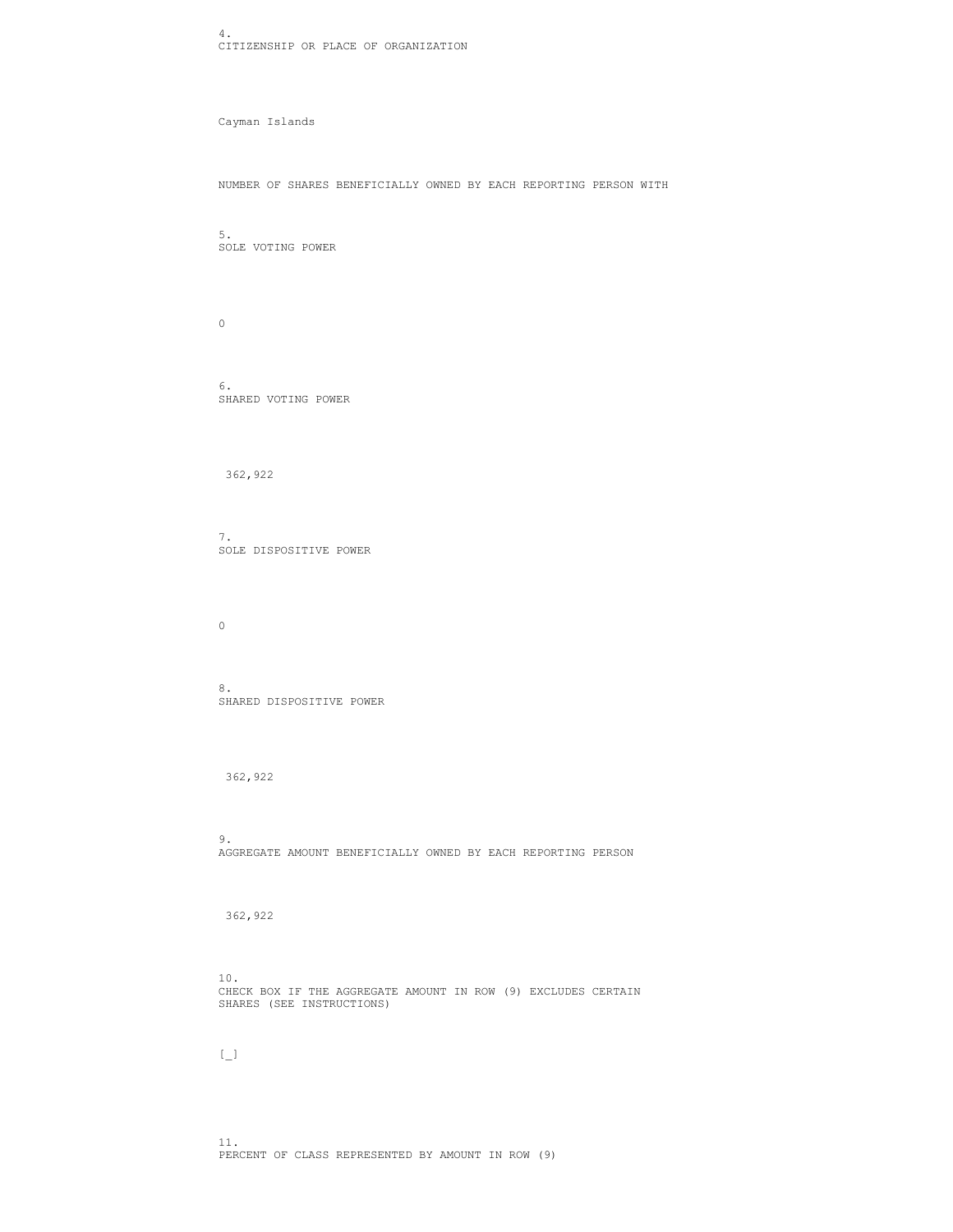4.
CITIZENSHIP OR PLACE OF ORGANIZATION

Cayman Islands

NUMBER OF SHARES BENEFICIALLY OWNED BY EACH REPORTING PERSON WITH

5.
SOLE VOTING POWER

0

6.
SHARED VOTING POWER

362,922

7.
SOLE DISPOSITIVE POWER

0

8.
SHARED DISPOSITIVE POWER

362,922

9.
AGGREGATE AMOUNT BENEFICIALLY OWNED BY EACH REPORTING PERSON

362,922

10.
CHECK BOX IF THE AGGREGATE AMOUNT IN ROW (9) EXCLUDES CERTAIN SHARES (SEE INSTRUCTIONS)

[_]

11.
PERCENT OF CLASS REPRESENTED BY AMOUNT IN ROW (9)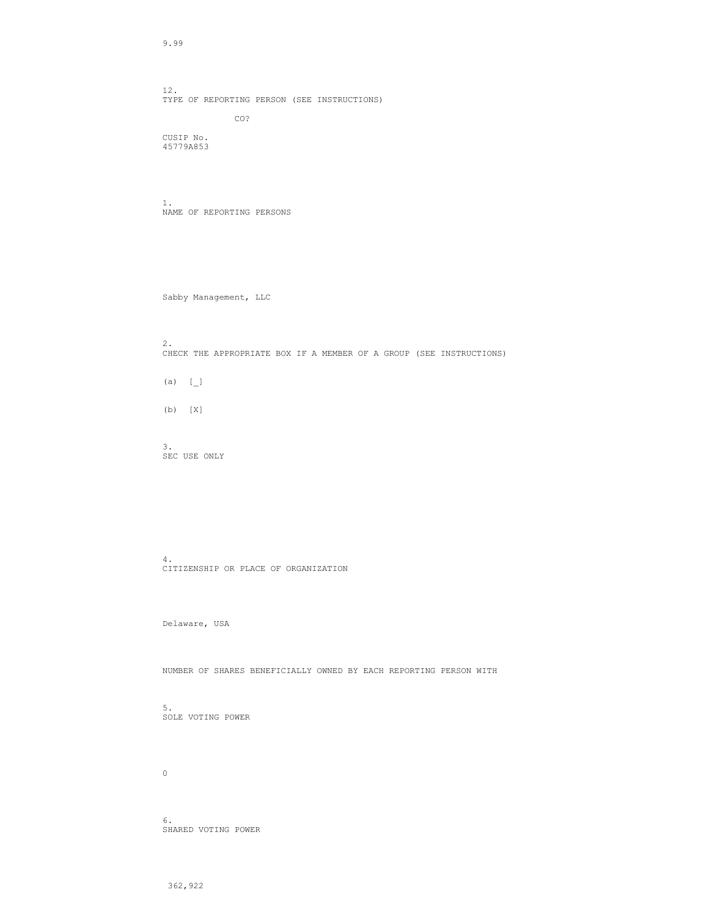9.99

12.
TYPE OF REPORTING PERSON (SEE INSTRUCTIONS)

CO?

CUSIP No.
45779A853

1.
NAME OF REPORTING PERSONS

Sabby Management, LLC

2.
CHECK THE APPROPRIATE BOX IF A MEMBER OF A GROUP (SEE INSTRUCTIONS)

(a) [_]

(b) [X]

3.
SEC USE ONLY

4.
CITIZENSHIP OR PLACE OF ORGANIZATION

Delaware, USA

NUMBER OF SHARES BENEFICIALLY OWNED BY EACH REPORTING PERSON WITH

5.
SOLE VOTING POWER

0

6.
SHARED VOTING POWER

362,922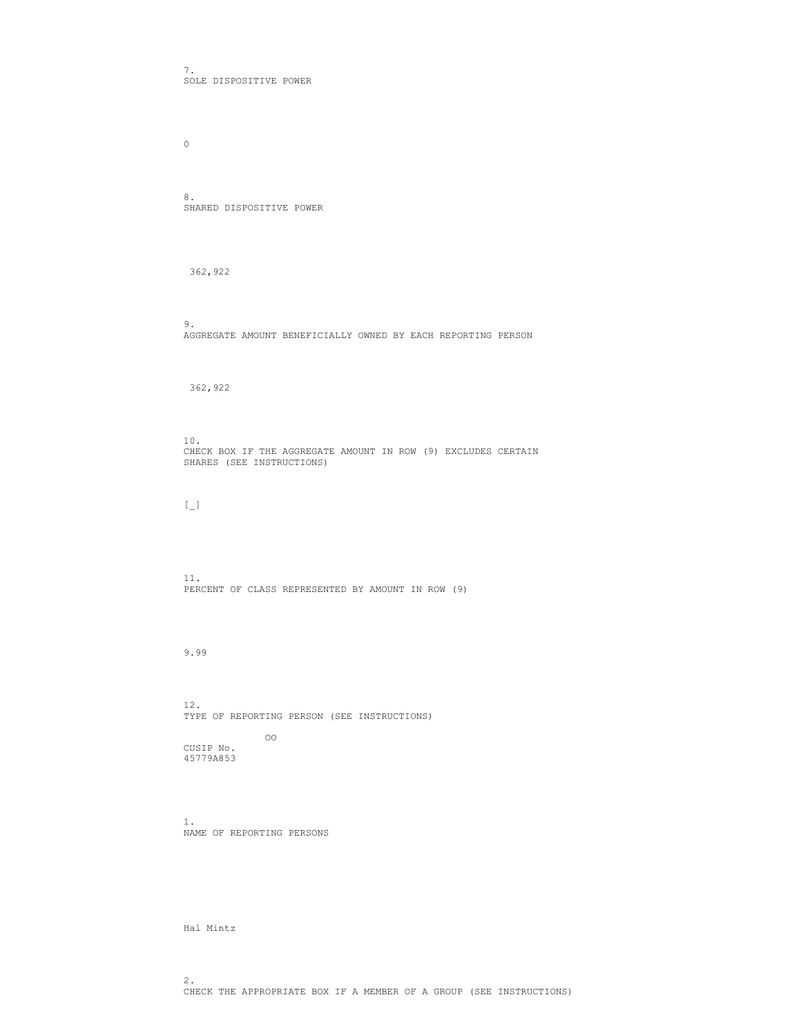7.
SOLE DISPOSITIVE POWER

0

8.
SHARED DISPOSITIVE POWER

362,922

9.
AGGREGATE AMOUNT BENEFICIALLY OWNED BY EACH REPORTING PERSON

362,922

10.
CHECK BOX IF THE AGGREGATE AMOUNT IN ROW (9) EXCLUDES CERTAIN SHARES (SEE INSTRUCTIONS)

[_]

11.
PERCENT OF CLASS REPRESENTED BY AMOUNT IN ROW (9)

9.99

12.
TYPE OF REPORTING PERSON (SEE INSTRUCTIONS)

OO

CUSIP No.
45779A853

1.
NAME OF REPORTING PERSONS

Hal Mintz

2.
CHECK THE APPROPRIATE BOX IF A MEMBER OF A GROUP (SEE INSTRUCTIONS)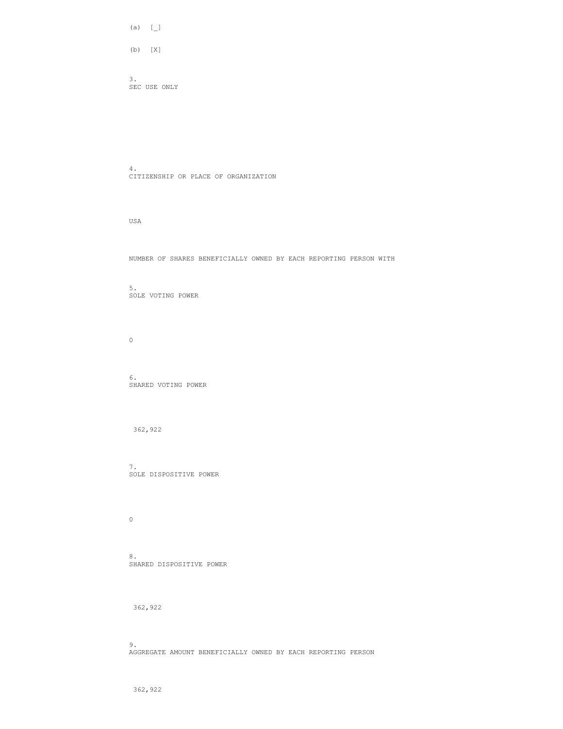(a) [_]

(b) [X]

3.
SEC USE ONLY

4.
CITIZENSHIP OR PLACE OF ORGANIZATION

USA

NUMBER OF SHARES BENEFICIALLY OWNED BY EACH REPORTING PERSON WITH

5.
SOLE VOTING POWER

0

6.
SHARED VOTING POWER

362,922

7.
SOLE DISPOSITIVE POWER

0

8.
SHARED DISPOSITIVE POWER

362,922

9.
AGGREGATE AMOUNT BENEFICIALLY OWNED BY EACH REPORTING PERSON

362,922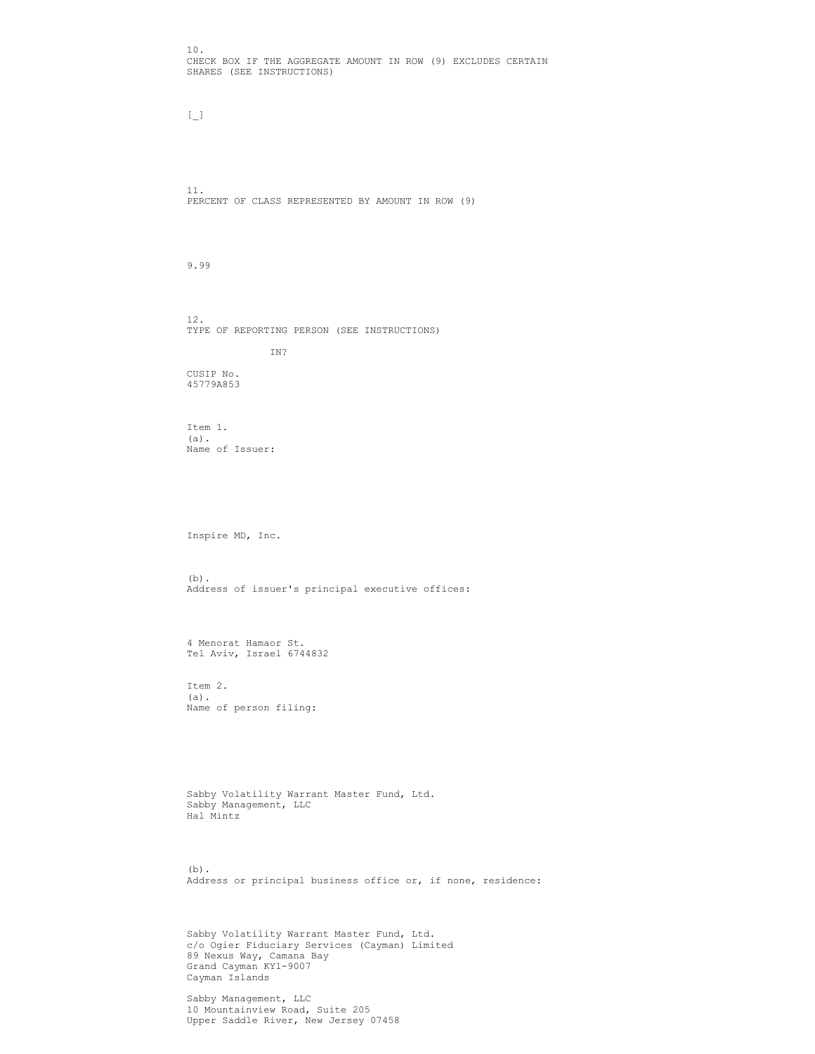10.
CHECK BOX IF THE AGGREGATE AMOUNT IN ROW (9) EXCLUDES CERTAIN SHARES (SEE INSTRUCTIONS)

[_]

11.
PERCENT OF CLASS REPRESENTED BY AMOUNT IN ROW (9)

9.99

12.
TYPE OF REPORTING PERSON (SEE INSTRUCTIONS)

IN?

CUSIP No.
45779A853

Item 1.
(a).
Name of Issuer:

Inspire MD, Inc.

(b).
Address of issuer's principal executive offices:

4 Menorat Hamaor St.
Tel Aviv, Israel 6744832

Item 2.
(a).
Name of person filing:

Sabby Volatility Warrant Master Fund, Ltd.
Sabby Management, LLC
Hal Mintz

(b).
Address or principal business office or, if none, residence:

Sabby Volatility Warrant Master Fund, Ltd.
c/o Ogier Fiduciary Services (Cayman) Limited
89 Nexus Way, Camana Bay
Grand Cayman KY1-9007
Cayman Islands

Sabby Management, LLC
10 Mountainview Road, Suite 205
Upper Saddle River, New Jersey 07458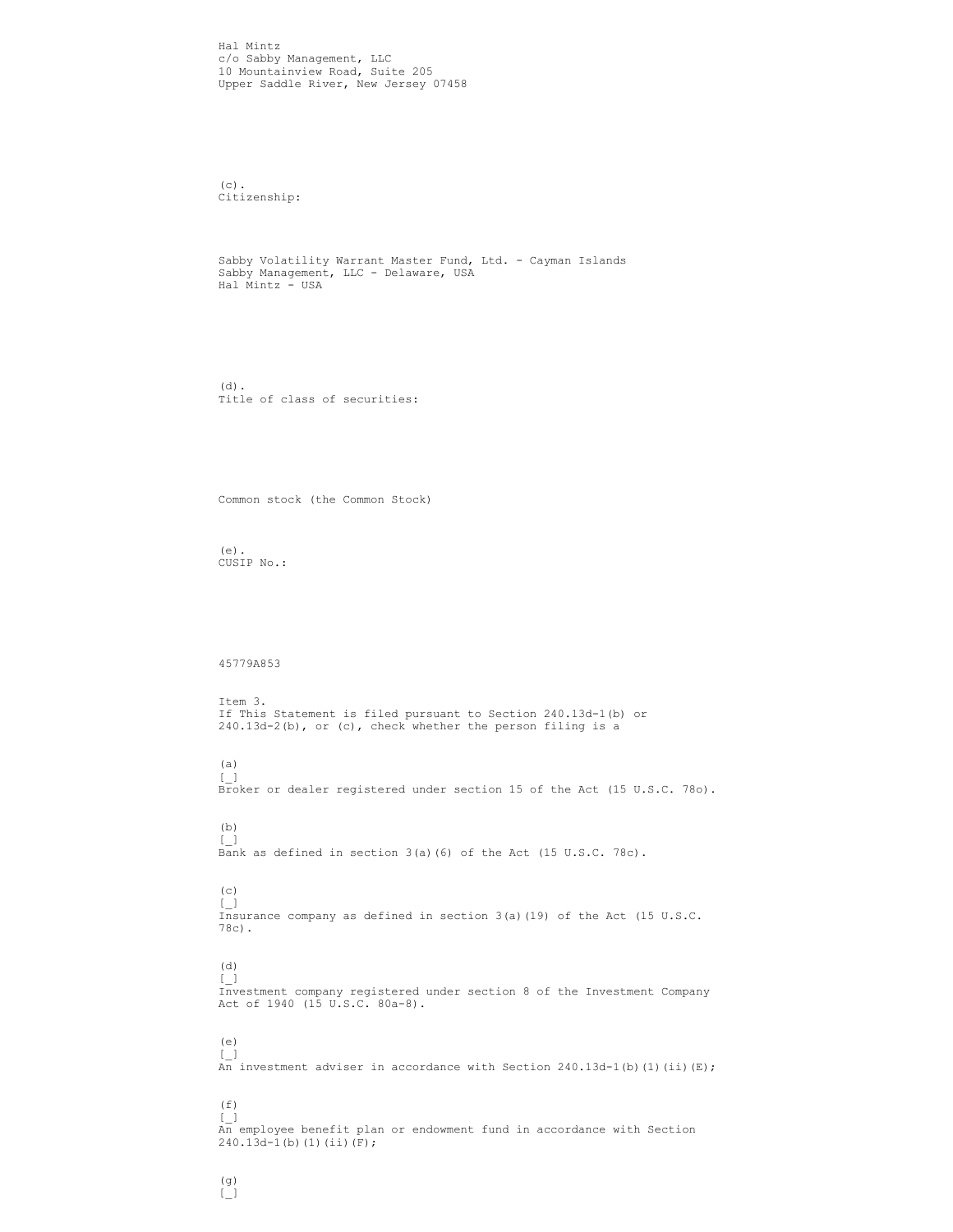Hal Mintz
c/o Sabby Management, LLC
10 Mountainview Road, Suite 205
Upper Saddle River, New Jersey 07458

(c).
Citizenship:

Sabby Volatility Warrant Master Fund, Ltd. - Cayman Islands
Sabby Management, LLC - Delaware, USA
Hal Mintz - USA

(d).
Title of class of securities:

Common stock (the Common Stock)

(e).
CUSIP No.:

45779A853

Item 3.
If This Statement is filed pursuant to Section 240.13d-1(b) or 240.13d-2(b), or (c), check whether the person filing is a

(a)
[_]
Broker or dealer registered under section 15 of the Act (15 U.S.C. 78o).

(b)
[_]
Bank as defined in section 3(a)(6) of the Act (15 U.S.C. 78c).

(c)
[_]
Insurance company as defined in section 3(a)(19) of the Act (15 U.S.C. 78c).

(d)
[_]
Investment company registered under section 8 of the Investment Company Act of 1940 (15 U.S.C. 80a-8).

(e)
[_]
An investment adviser in accordance with Section 240.13d-1(b)(1)(ii)(E);

(f)
[_]
An employee benefit plan or endowment fund in accordance with Section 240.13d-1(b)(1)(ii)(F);

(g)
[_]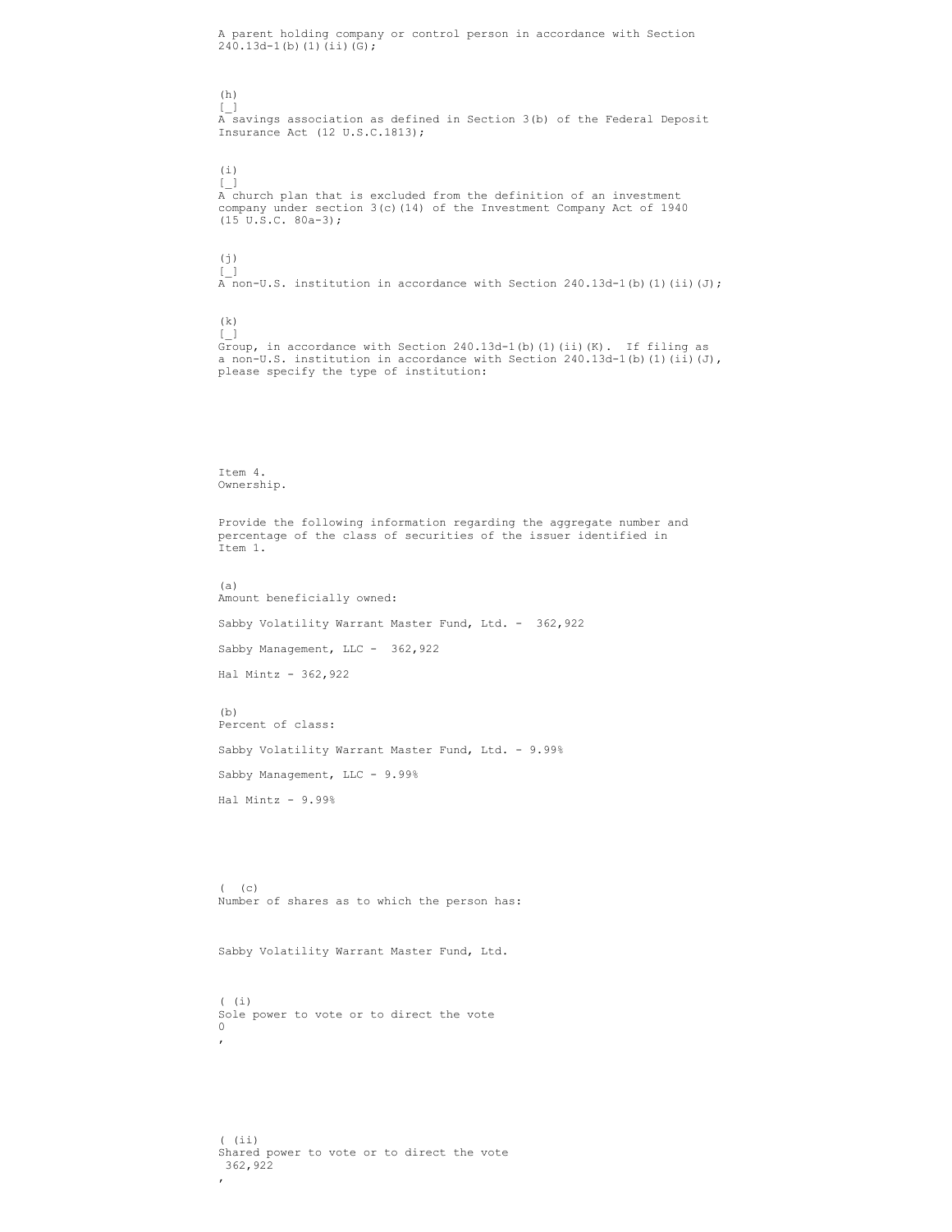A parent holding company or control person in accordance with Section 240.13d-1(b)(1)(ii)(G);

(h)
[_]
A savings association as defined in Section 3(b) of the Federal Deposit Insurance Act (12 U.S.C.1813);

(i)
[_]
A church plan that is excluded from the definition of an investment company under section 3(c)(14) of the Investment Company Act of 1940 (15 U.S.C. 80a-3);

(j)
[_]
A non-U.S. institution in accordance with Section 240.13d-1(b)(1)(ii)(J);

(k)
[_]
Group, in accordance with Section 240.13d-1(b)(1)(ii)(K). If filing as a non-U.S. institution in accordance with Section 240.13d-1(b)(1)(ii)(J), please specify the type of institution:

Item 4.
Ownership.

Provide the following information regarding the aggregate number and percentage of the class of securities of the issuer identified in Item 1.

(a)
Amount beneficially owned:

Sabby Volatility Warrant Master Fund, Ltd. - 362,922

Sabby Management, LLC - 362,922

Hal Mintz - 362,922

(b)
Percent of class:

Sabby Volatility Warrant Master Fund, Ltd. - 9.99%

Sabby Management, LLC - 9.99%

Hal Mintz - 9.99%

( (c)
Number of shares as to which the person has:

Sabby Volatility Warrant Master Fund, Ltd.

( (i)
Sole power to vote or to direct the vote
0
,

( (ii)
Shared power to vote or to direct the vote
362,922
,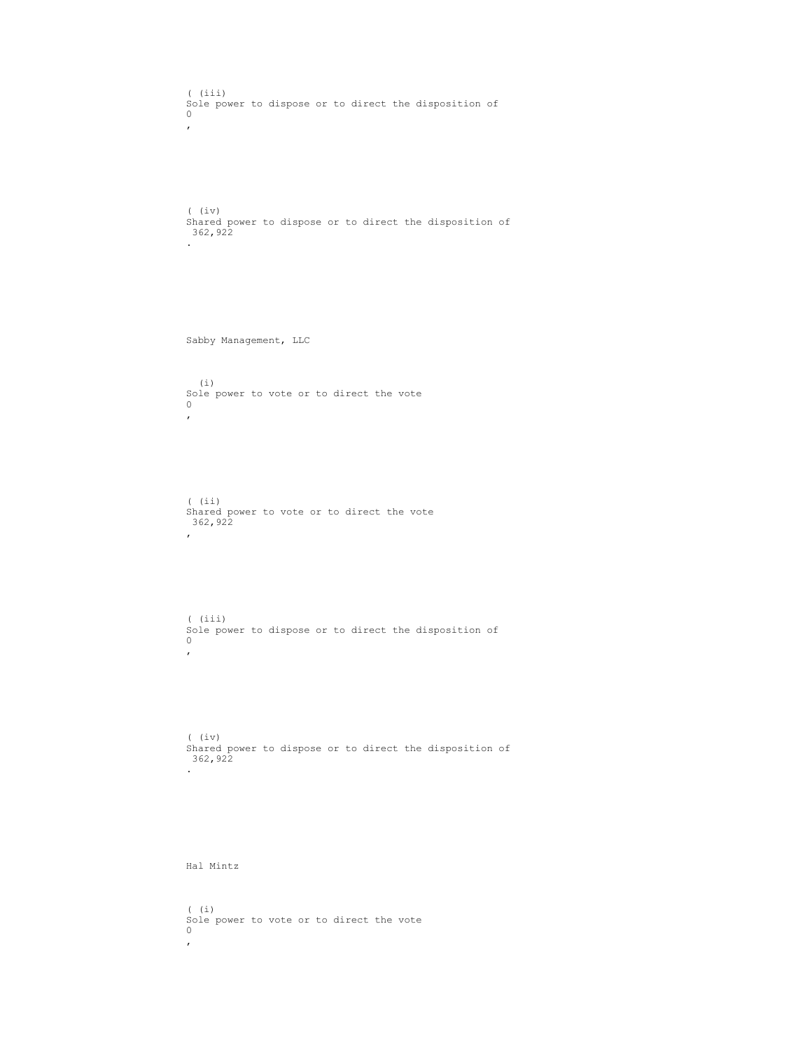( (iii)
Sole power to dispose or to direct the disposition of
0
,

( (iv)
Shared power to dispose or to direct the disposition of
362,922
.

Sabby Management, LLC

(i)
Sole power to vote or to direct the vote
0
,

( (ii)
Shared power to vote or to direct the vote
362,922
,

( (iii)
Sole power to dispose or to direct the disposition of
0
,

( (iv)
Shared power to dispose or to direct the disposition of
362,922
.

Hal Mintz

( (i)
Sole power to vote or to direct the vote
0
,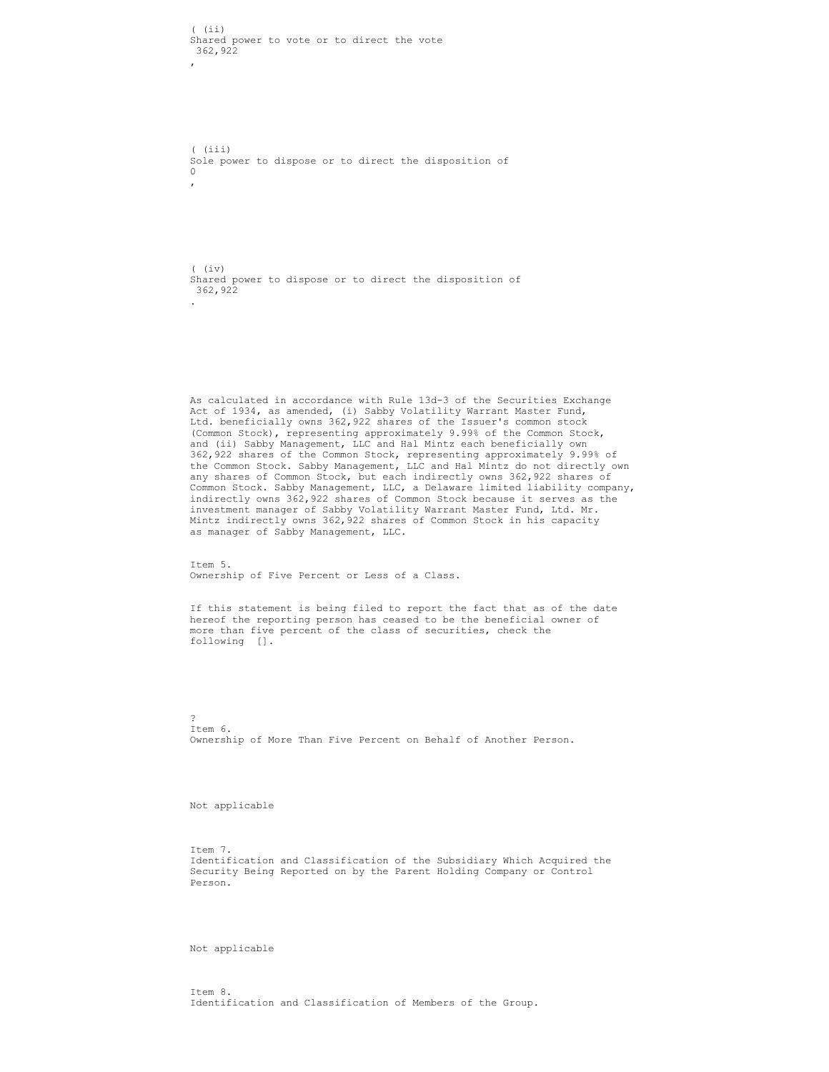( (ii)
Shared power to vote or to direct the vote
362,922
,

( (iii)
Sole power to dispose or to direct the disposition of
0
,

( (iv)
Shared power to dispose or to direct the disposition of
362,922
.

As calculated in accordance with Rule 13d-3 of the Securities Exchange Act of 1934, as amended, (i) Sabby Volatility Warrant Master Fund, Ltd. beneficially owns 362,922 shares of the Issuer's common stock (Common Stock), representing approximately 9.99% of the Common Stock, and (ii) Sabby Management, LLC and Hal Mintz each beneficially own 362,922 shares of the Common Stock, representing approximately 9.99% of the Common Stock. Sabby Management, LLC and Hal Mintz do not directly own any shares of Common Stock, but each indirectly owns 362,922 shares of Common Stock. Sabby Management, LLC, a Delaware limited liability company, indirectly owns 362,922 shares of Common Stock because it serves as the investment manager of Sabby Volatility Warrant Master Fund, Ltd. Mr. Mintz indirectly owns 362,922 shares of Common Stock in his capacity as manager of Sabby Management, LLC.

Item 5.
Ownership of Five Percent or Less of a Class.

If this statement is being filed to report the fact that as of the date hereof the reporting person has ceased to be the beneficial owner of more than five percent of the class of securities, check the following [].

?
Item 6.
Ownership of More Than Five Percent on Behalf of Another Person.

Not applicable

Item 7.
Identification and Classification of the Subsidiary Which Acquired the Security Being Reported on by the Parent Holding Company or Control Person.

Not applicable

Item 8.
Identification and Classification of Members of the Group.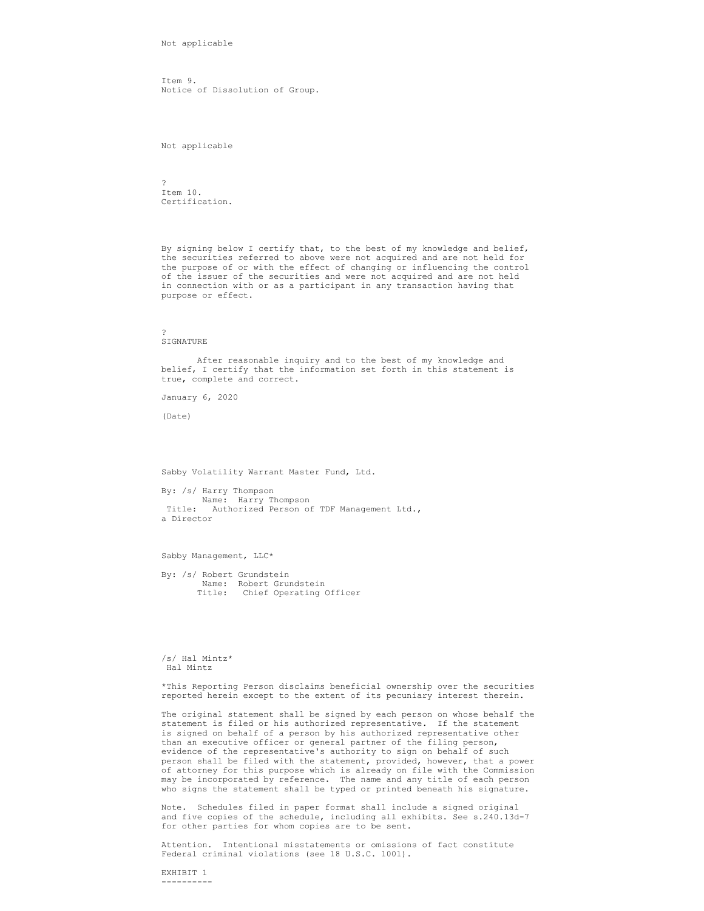Not applicable

Item 9.
Notice of Dissolution of Group.

Not applicable

?
Item 10.
Certification.

By signing below I certify that, to the best of my knowledge and belief, the securities referred to above were not acquired and are not held for the purpose of or with the effect of changing or influencing the control of the issuer of the securities and were not acquired and are not held in connection with or as a participant in any transaction having that purpose or effect.

?
SIGNATURE

After reasonable inquiry and to the best of my knowledge and belief, I certify that the information set forth in this statement is true, complete and correct.

January 6, 2020

(Date)

Sabby Volatility Warrant Master Fund, Ltd.

By: /s/ Harry Thompson
Name: Harry Thompson
Title: Authorized Person of TDF Management Ltd., a Director

Sabby Management, LLC*

By: /s/ Robert Grundstein
Name: Robert Grundstein
Title: Chief Operating Officer

/s/ Hal Mintz*
Hal Mintz

*This Reporting Person disclaims beneficial ownership over the securities reported herein except to the extent of its pecuniary interest therein.

The original statement shall be signed by each person on whose behalf the statement is filed or his authorized representative. If the statement is signed on behalf of a person by his authorized representative other than an executive officer or general partner of the filing person, evidence of the representative's authority to sign on behalf of such person shall be filed with the statement, provided, however, that a power of attorney for this purpose which is already on file with the Commission may be incorporated by reference. The name and any title of each person who signs the statement shall be typed or printed beneath his signature.

Note. Schedules filed in paper format shall include a signed original and five copies of the schedule, including all exhibits. See s.240.13d-7 for other parties for whom copies are to be sent.

Attention. Intentional misstatements or omissions of fact constitute Federal criminal violations (see 18 U.S.C. 1001).

EXHIBIT 1
----------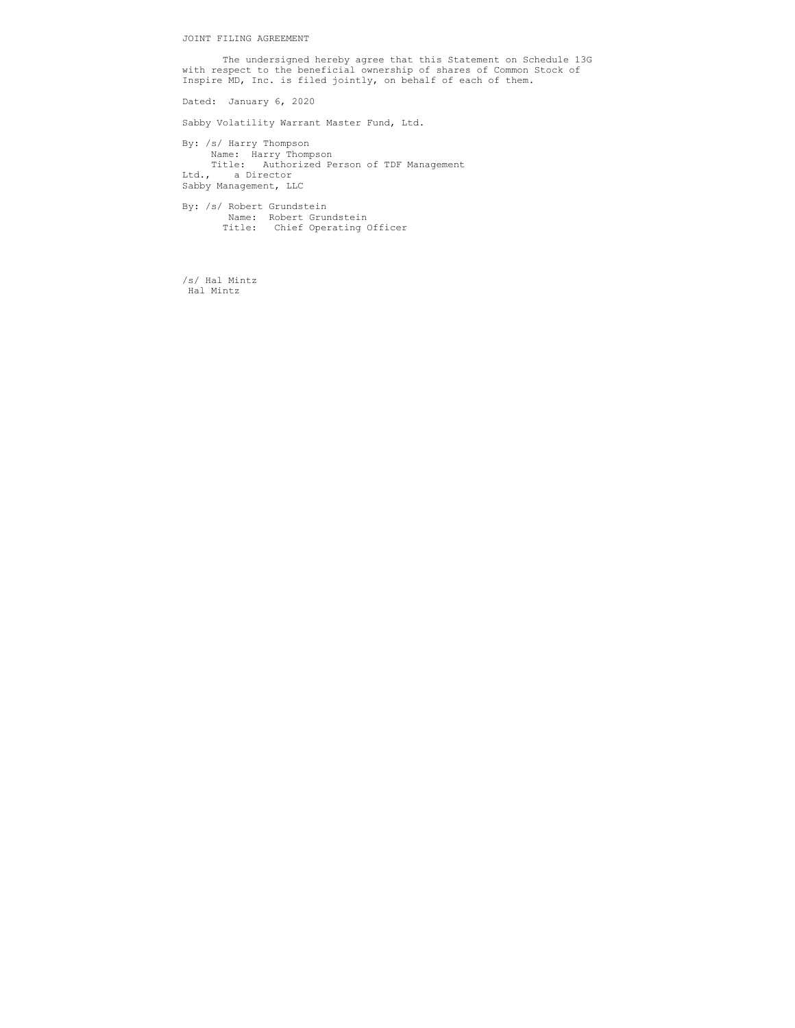JOINT FILING AGREEMENT

The undersigned hereby agree that this Statement on Schedule 13G with respect to the beneficial ownership of shares of Common Stock of Inspire MD, Inc. is filed jointly, on behalf of each of them.

Dated: January 6, 2020

Sabby Volatility Warrant Master Fund, Ltd.

By: /s/ Harry Thompson
Name: Harry Thompson
Title: Authorized Person of TDF Management Ltd., a Director

Sabby Management, LLC

By: /s/ Robert Grundstein
Name: Robert Grundstein
Title: Chief Operating Officer

/s/ Hal Mintz
Hal Mintz